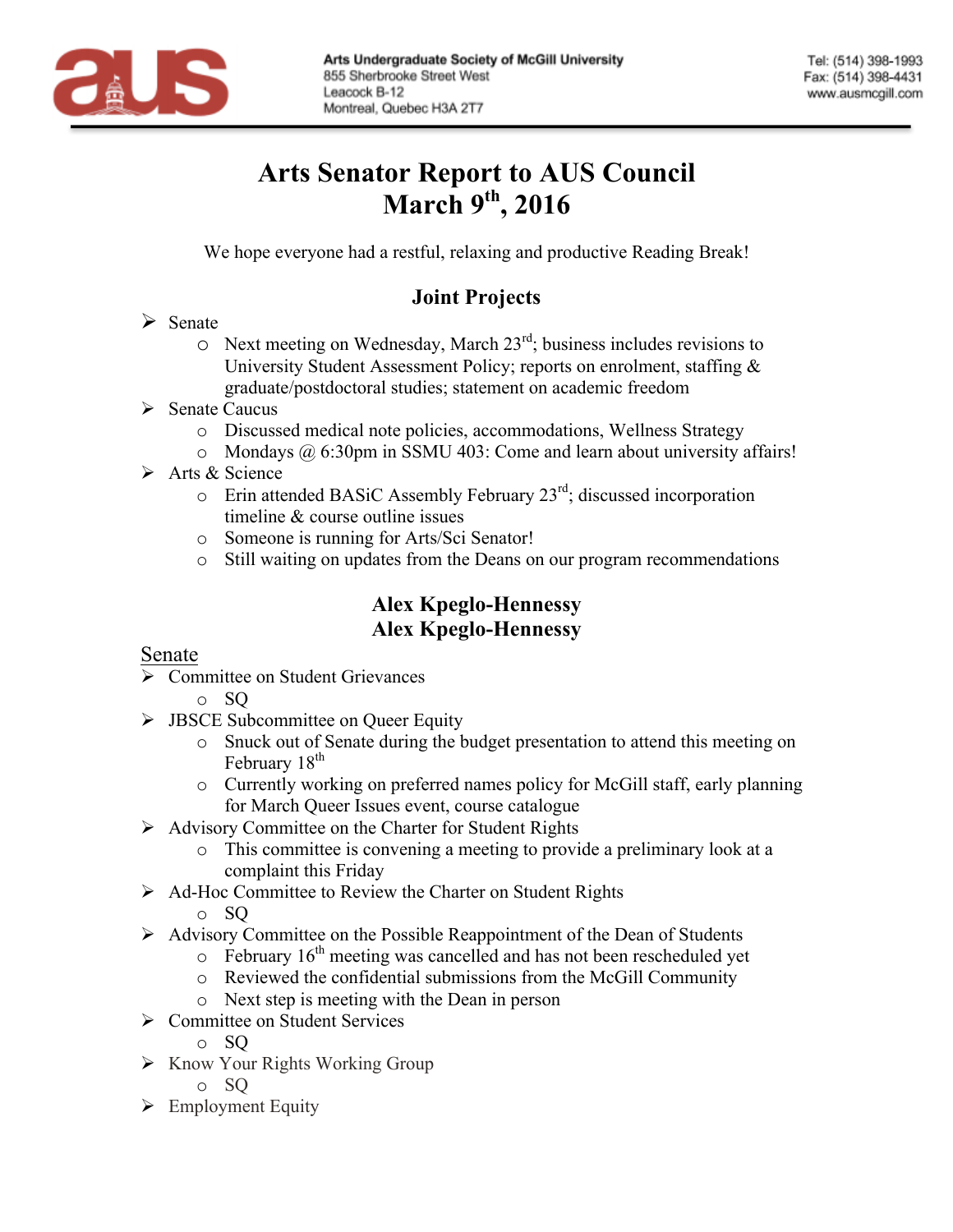Arts Undergraduate Society of McGill University
855 Sherbrooke Street West
Leacock B-12
Montreal, Quebec H3A 2T7

Tel: (514) 398-1993
Fax: (514) 398-4431
www.ausmcgill.com

# Arts Senator Report to AUS Council
# March 9th, 2016

We hope everyone had a restful, relaxing and productive Reading Break!

## Joint Projects

- Senate
  - Next meeting on Wednesday, March 23rd; business includes revisions to University Student Assessment Policy; reports on enrolment, staffing & graduate/postdoctoral studies; statement on academic freedom
- Senate Caucus
  - Discussed medical note policies, accommodations, Wellness Strategy
  - Mondays @ 6:30pm in SSMU 403: Come and learn about university affairs!
- Arts & Science
  - Erin attended BASiC Assembly February 23rd; discussed incorporation timeline & course outline issues
  - Someone is running for Arts/Sci Senator!
  - Still waiting on updates from the Deans on our program recommendations

## Alex Kpeglo-Hennessy
## Alex Kpeglo-Hennessy

Senate

- Committee on Student Grievances
  - SQ
- JBSCE Subcommittee on Queer Equity
  - Snuck out of Senate during the budget presentation to attend this meeting on February 18th
  - Currently working on preferred names policy for McGill staff, early planning for March Queer Issues event, course catalogue
- Advisory Committee on the Charter for Student Rights
  - This committee is convening a meeting to provide a preliminary look at a complaint this Friday
- Ad-Hoc Committee to Review the Charter on Student Rights
  - SQ
- Advisory Committee on the Possible Reappointment of the Dean of Students
  - February 16th meeting was cancelled and has not been rescheduled yet
  - Reviewed the confidential submissions from the McGill Community
  - Next step is meeting with the Dean in person
- Committee on Student Services
  - SQ
- Know Your Rights Working Group
  - SQ
- Employment Equity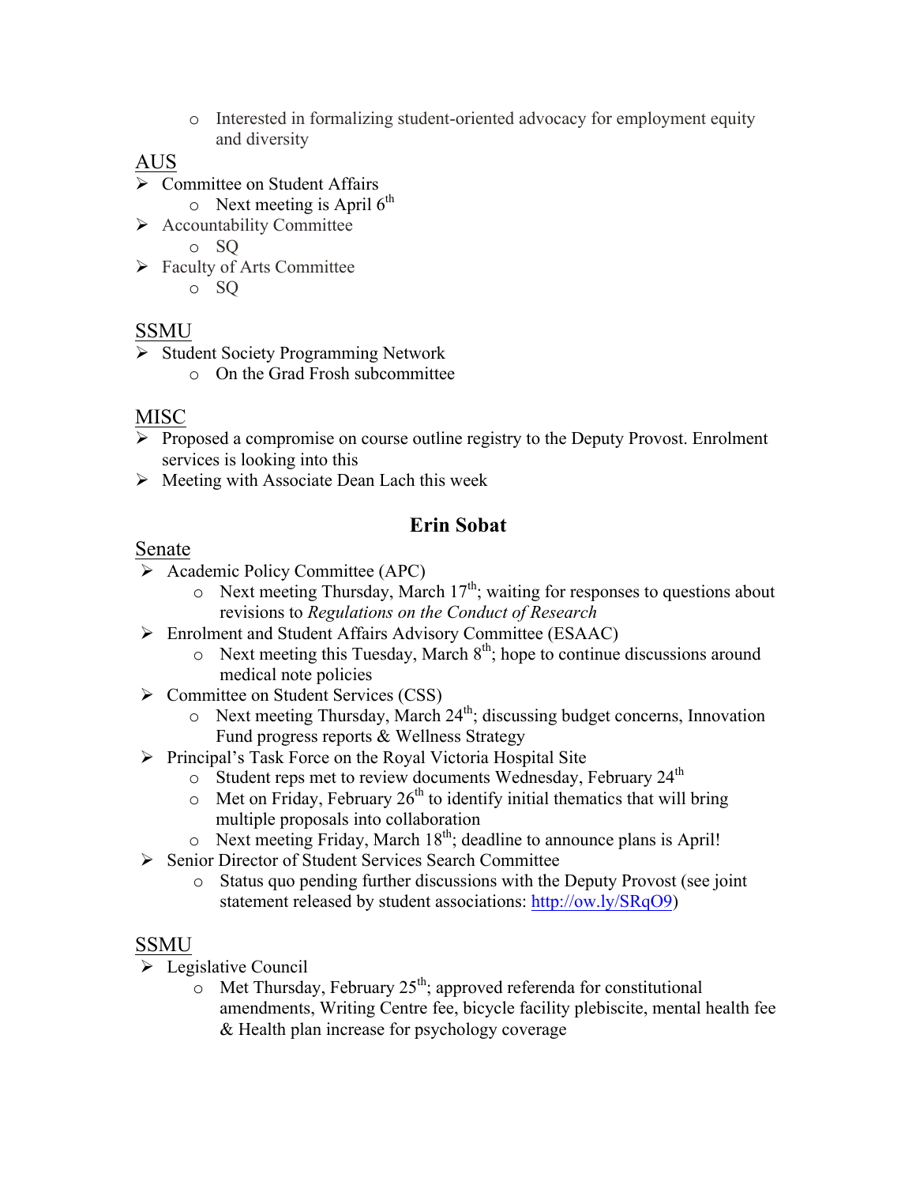- Interested in formalizing student-oriented advocacy for employment equity and diversity

AUS

- Committee on Student Affairs
  - Next meeting is April 6th
- Accountability Committee
  - SQ
- Faculty of Arts Committee
  - SQ

SSMU

- Student Society Programming Network
  - On the Grad Frosh subcommittee

MISC

- Proposed a compromise on course outline registry to the Deputy Provost. Enrolment services is looking into this
- Meeting with Associate Dean Lach this week

## Erin Sobat

Senate

- Academic Policy Committee (APC)
  - Next meeting Thursday, March 17th; waiting for responses to questions about revisions to *Regulations on the Conduct of Research*
- Enrolment and Student Affairs Advisory Committee (ESAAC)
  - Next meeting this Tuesday, March 8th; hope to continue discussions around medical note policies
- Committee on Student Services (CSS)
  - Next meeting Thursday, March 24th; discussing budget concerns, Innovation Fund progress reports & Wellness Strategy
- Principal's Task Force on the Royal Victoria Hospital Site
  - Student reps met to review documents Wednesday, February 24th
  - Met on Friday, February 26th to identify initial thematics that will bring multiple proposals into collaboration
  - Next meeting Friday, March 18th; deadline to announce plans is April!
- Senior Director of Student Services Search Committee
  - Status quo pending further discussions with the Deputy Provost (see joint statement released by student associations: http://ow.ly/SRqO9)

SSMU

- Legislative Council
  - Met Thursday, February 25th; approved referenda for constitutional amendments, Writing Centre fee, bicycle facility plebiscite, mental health fee & Health plan increase for psychology coverage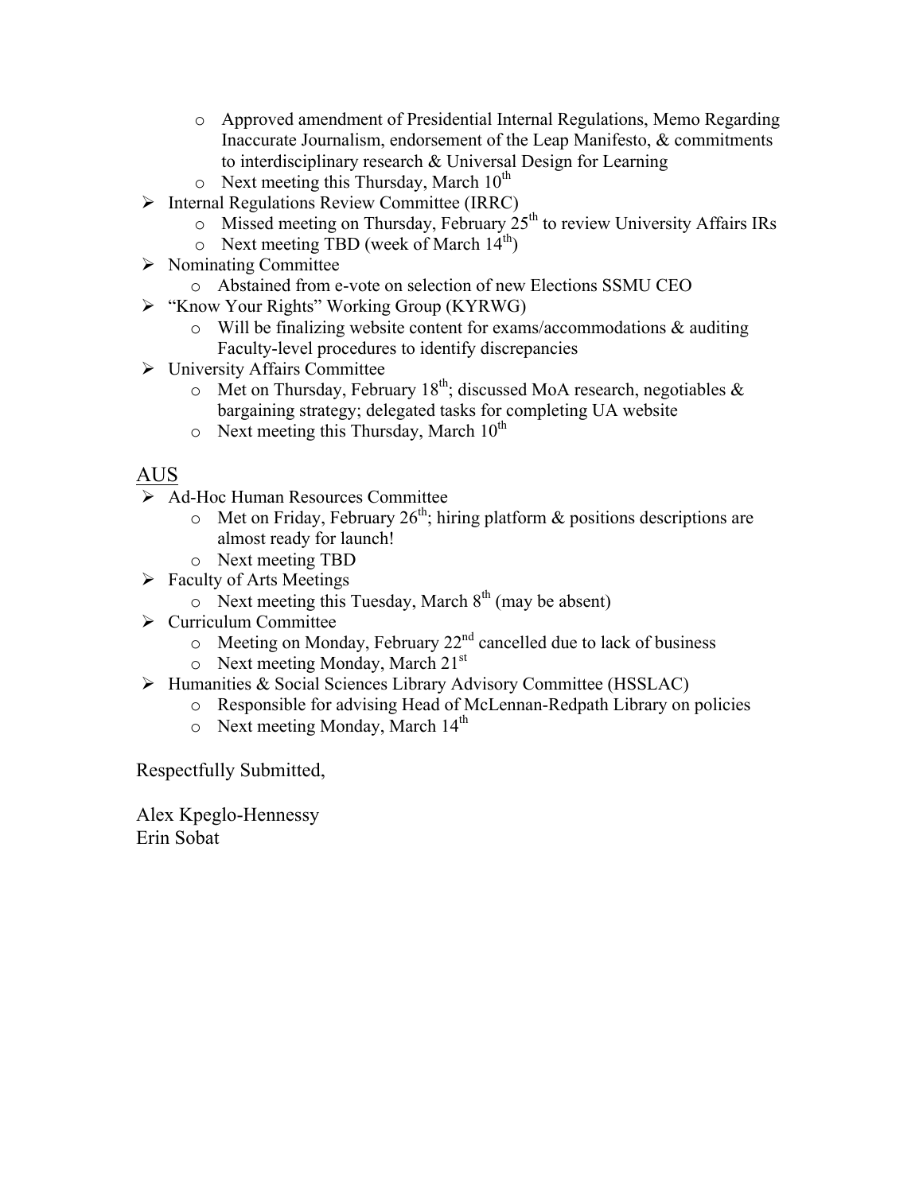- Approved amendment of Presidential Internal Regulations, Memo Regarding Inaccurate Journalism, endorsement of the Leap Manifesto, & commitments to interdisciplinary research & Universal Design for Learning
   - Next meeting this Thursday, March 10th
- Internal Regulations Review Committee (IRRC)
   - Missed meeting on Thursday, February 25th to review University Affairs IRs
   - Next meeting TBD (week of March 14th)
- Nominating Committee
   - Abstained from e-vote on selection of new Elections SSMU CEO
- "Know Your Rights" Working Group (KYRWG)
   - Will be finalizing website content for exams/accommodations & auditing Faculty-level procedures to identify discrepancies
- University Affairs Committee
   - Met on Thursday, February 18th; discussed MoA research, negotiables & bargaining strategy; delegated tasks for completing UA website
   - Next meeting this Thursday, March 10th

## AUS

- Ad-Hoc Human Resources Committee
   - Met on Friday, February 26th; hiring platform & positions descriptions are almost ready for launch!
   - Next meeting TBD
- Faculty of Arts Meetings
   - Next meeting this Tuesday, March 8th (may be absent)
- Curriculum Committee
   - Meeting on Monday, February 22nd cancelled due to lack of business
   - Next meeting Monday, March 21st
- Humanities & Social Sciences Library Advisory Committee (HSSLAC)
   - Responsible for advising Head of McLennan-Redpath Library on policies
   - Next meeting Monday, March 14th

Respectfully Submitted,

Alex Kpeglo-Hennessy
Erin Sobat